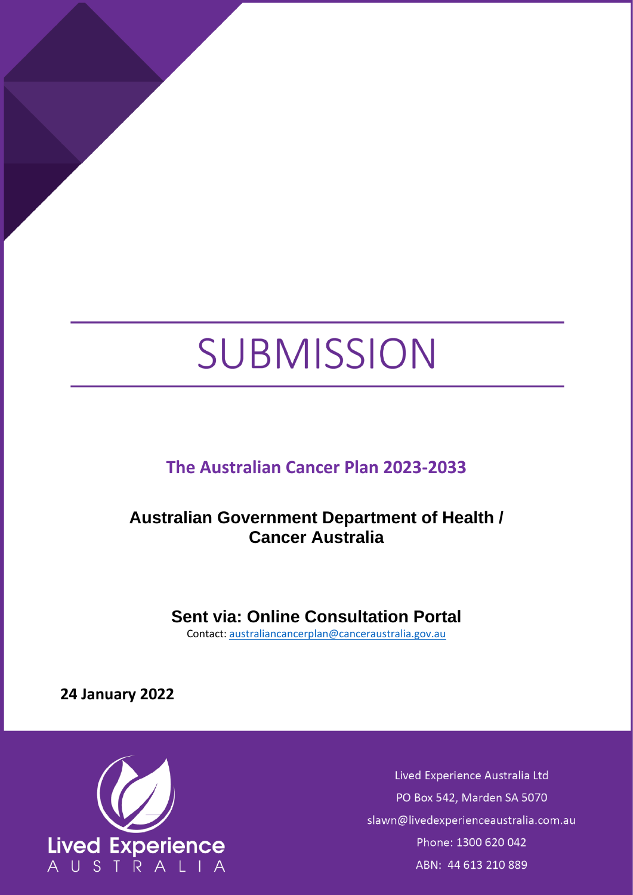# SUBMISSION

## The Australian Cancer Plan 2023-2033

**Australian Government Department of Health / Cancer Australia**

**Sent via: Online Consultation Portal**

Contact: australiancancerplan@canceraustralia.gov.au

**24 January 2022**

Lived Experience Australia

Lived Experience Australia Ltd
PO Box 542, Marden SA 5070
slawn@livedexperienceaustralia.com.au
Phone: 1300 620 042
ABN: 44 613 210 889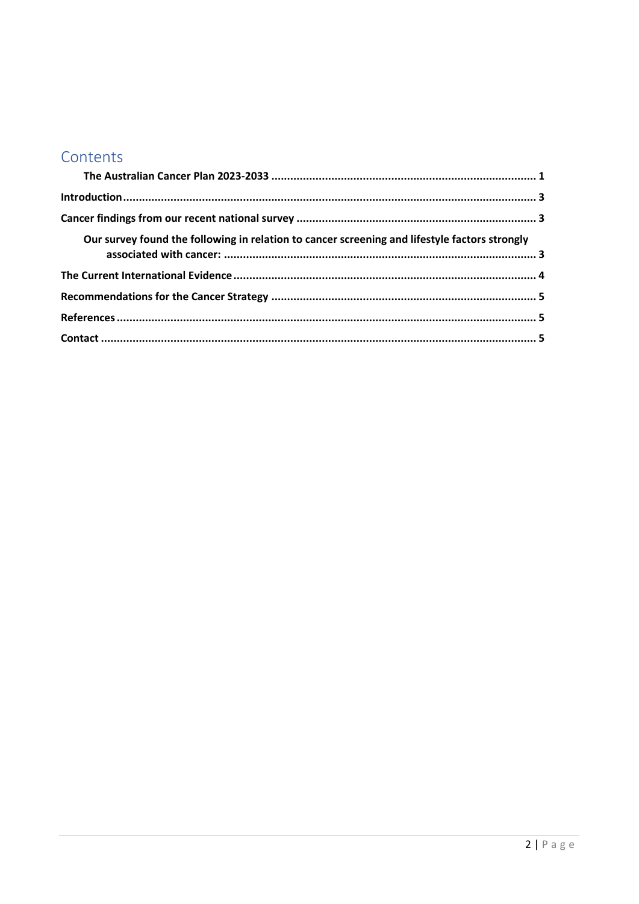# Contents

- The Australian Cancer Plan 2023-2033 ........ 1
- Introduction ........ 3
- Cancer findings from our recent national survey ........ 3
  - Our survey found the following in relation to cancer screening and lifestyle factors strongly associated with cancer: ........ 3
- The Current International Evidence ........ 4
- Recommendations for the Cancer Strategy ........ 5
- References ........ 5
- Contact ........ 5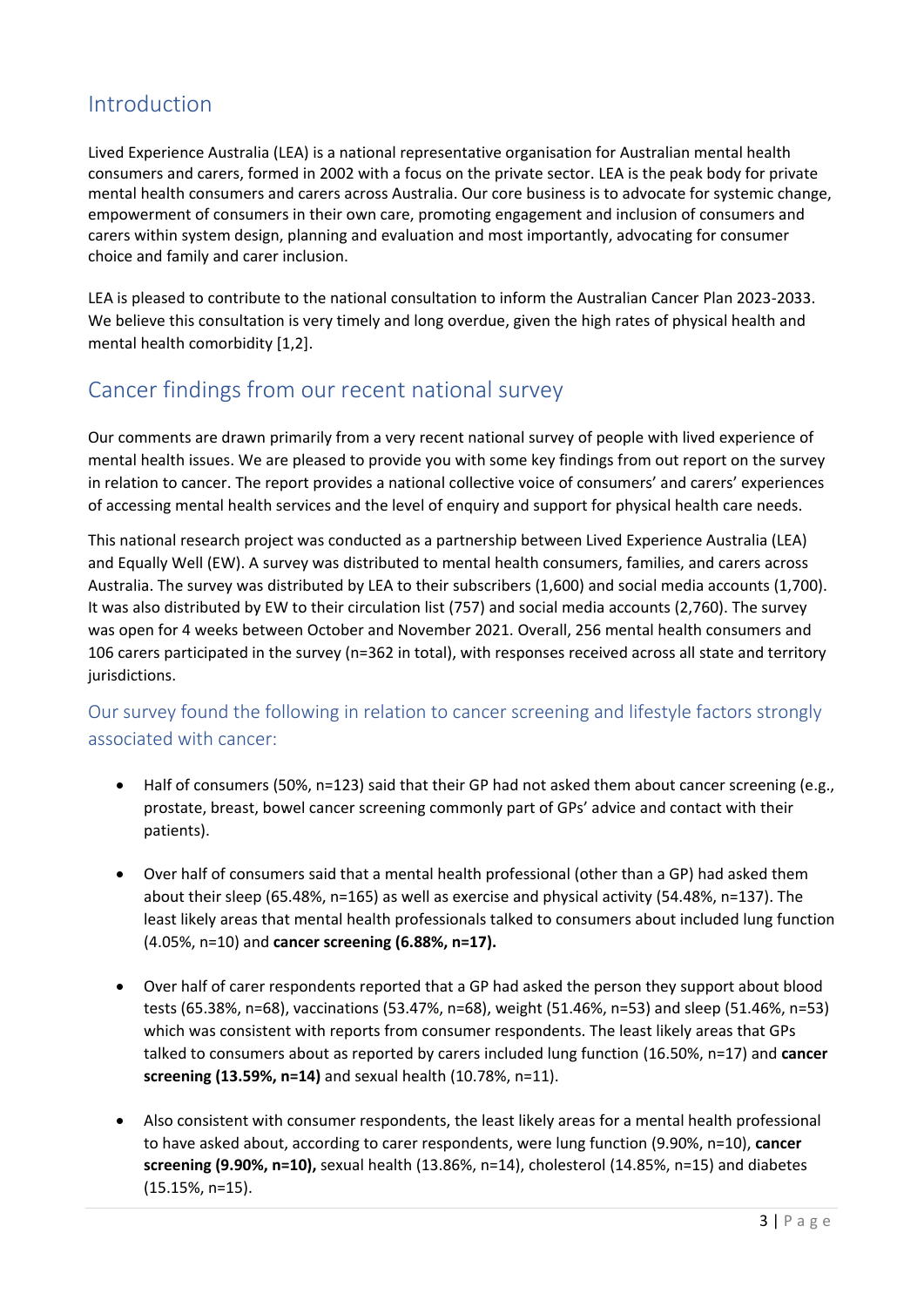## Introduction

Lived Experience Australia (LEA) is a national representative organisation for Australian mental health consumers and carers, formed in 2002 with a focus on the private sector. LEA is the peak body for private mental health consumers and carers across Australia. Our core business is to advocate for systemic change, empowerment of consumers in their own care, promoting engagement and inclusion of consumers and carers within system design, planning and evaluation and most importantly, advocating for consumer choice and family and carer inclusion.

LEA is pleased to contribute to the national consultation to inform the Australian Cancer Plan 2023-2033. We believe this consultation is very timely and long overdue, given the high rates of physical health and mental health comorbidity [1,2].

## Cancer findings from our recent national survey

Our comments are drawn primarily from a very recent national survey of people with lived experience of mental health issues. We are pleased to provide you with some key findings from out report on the survey in relation to cancer. The report provides a national collective voice of consumers' and carers' experiences of accessing mental health services and the level of enquiry and support for physical health care needs.

This national research project was conducted as a partnership between Lived Experience Australia (LEA) and Equally Well (EW). A survey was distributed to mental health consumers, families, and carers across Australia. The survey was distributed by LEA to their subscribers (1,600) and social media accounts (1,700). It was also distributed by EW to their circulation list (757) and social media accounts (2,760). The survey was open for 4 weeks between October and November 2021. Overall, 256 mental health consumers and 106 carers participated in the survey (n=362 in total), with responses received across all state and territory jurisdictions.

### Our survey found the following in relation to cancer screening and lifestyle factors strongly associated with cancer:

- Half of consumers (50%, n=123) said that their GP had not asked them about cancer screening (e.g., prostate, breast, bowel cancer screening commonly part of GPs' advice and contact with their patients).

- Over half of consumers said that a mental health professional (other than a GP) had asked them about their sleep (65.48%, n=165) as well as exercise and physical activity (54.48%, n=137). The least likely areas that mental health professionals talked to consumers about included lung function (4.05%, n=10) and **cancer screening (6.88%, n=17).**

- Over half of carer respondents reported that a GP had asked the person they support about blood tests (65.38%, n=68), vaccinations (53.47%, n=68), weight (51.46%, n=53) and sleep (51.46%, n=53) which was consistent with reports from consumer respondents. The least likely areas that GPs talked to consumers about as reported by carers included lung function (16.50%, n=17) and **cancer screening (13.59%, n=14)** and sexual health (10.78%, n=11).

- Also consistent with consumer respondents, the least likely areas for a mental health professional to have asked about, according to carer respondents, were lung function (9.90%, n=10), **cancer screening (9.90%, n=10),** sexual health (13.86%, n=14), cholesterol (14.85%, n=15) and diabetes (15.15%, n=15).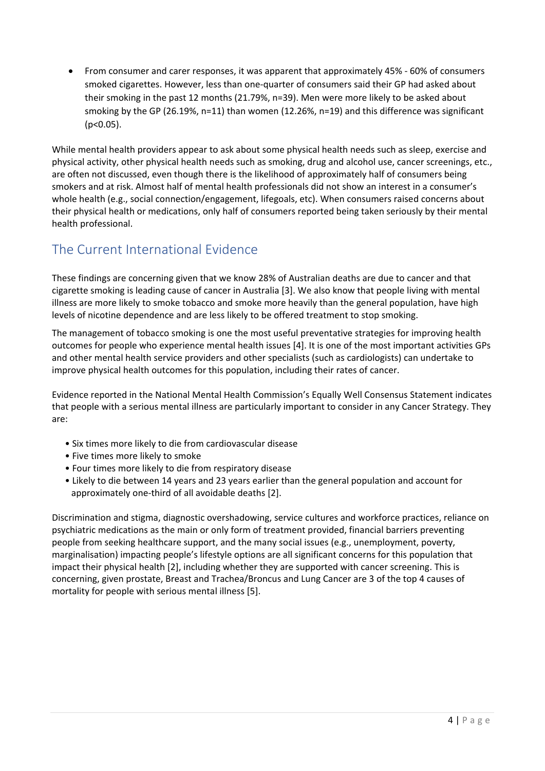- From consumer and carer responses, it was apparent that approximately 45% - 60% of consumers smoked cigarettes. However, less than one-quarter of consumers said their GP had asked about their smoking in the past 12 months (21.79%, n=39). Men were more likely to be asked about smoking by the GP (26.19%, n=11) than women (12.26%, n=19) and this difference was significant ($p<0.05$).

While mental health providers appear to ask about some physical health needs such as sleep, exercise and physical activity, other physical health needs such as smoking, drug and alcohol use, cancer screenings, etc., are often not discussed, even though there is the likelihood of approximately half of consumers being smokers and at risk. Almost half of mental health professionals did not show an interest in a consumer's whole health (e.g., social connection/engagement, lifegoals, etc). When consumers raised concerns about their physical health or medications, only half of consumers reported being taken seriously by their mental health professional.

## The Current International Evidence

These findings are concerning given that we know 28% of Australian deaths are due to cancer and that cigarette smoking is leading cause of cancer in Australia [3]. We also know that people living with mental illness are more likely to smoke tobacco and smoke more heavily than the general population, have high levels of nicotine dependence and are less likely to be offered treatment to stop smoking.

The management of tobacco smoking is one the most useful preventative strategies for improving health outcomes for people who experience mental health issues [4]. It is one of the most important activities GPs and other mental health service providers and other specialists (such as cardiologists) can undertake to improve physical health outcomes for this population, including their rates of cancer.

Evidence reported in the National Mental Health Commission's Equally Well Consensus Statement indicates that people with a serious mental illness are particularly important to consider in any Cancer Strategy. They are:

- Six times more likely to die from cardiovascular disease
- Five times more likely to smoke
- Four times more likely to die from respiratory disease
- Likely to die between 14 years and 23 years earlier than the general population and account for approximately one-third of all avoidable deaths [2].

Discrimination and stigma, diagnostic overshadowing, service cultures and workforce practices, reliance on psychiatric medications as the main or only form of treatment provided, financial barriers preventing people from seeking healthcare support, and the many social issues (e.g., unemployment, poverty, marginalisation) impacting people's lifestyle options are all significant concerns for this population that impact their physical health [2], including whether they are supported with cancer screening. This is concerning, given prostate, Breast and Trachea/Broncus and Lung Cancer are 3 of the top 4 causes of mortality for people with serious mental illness [5].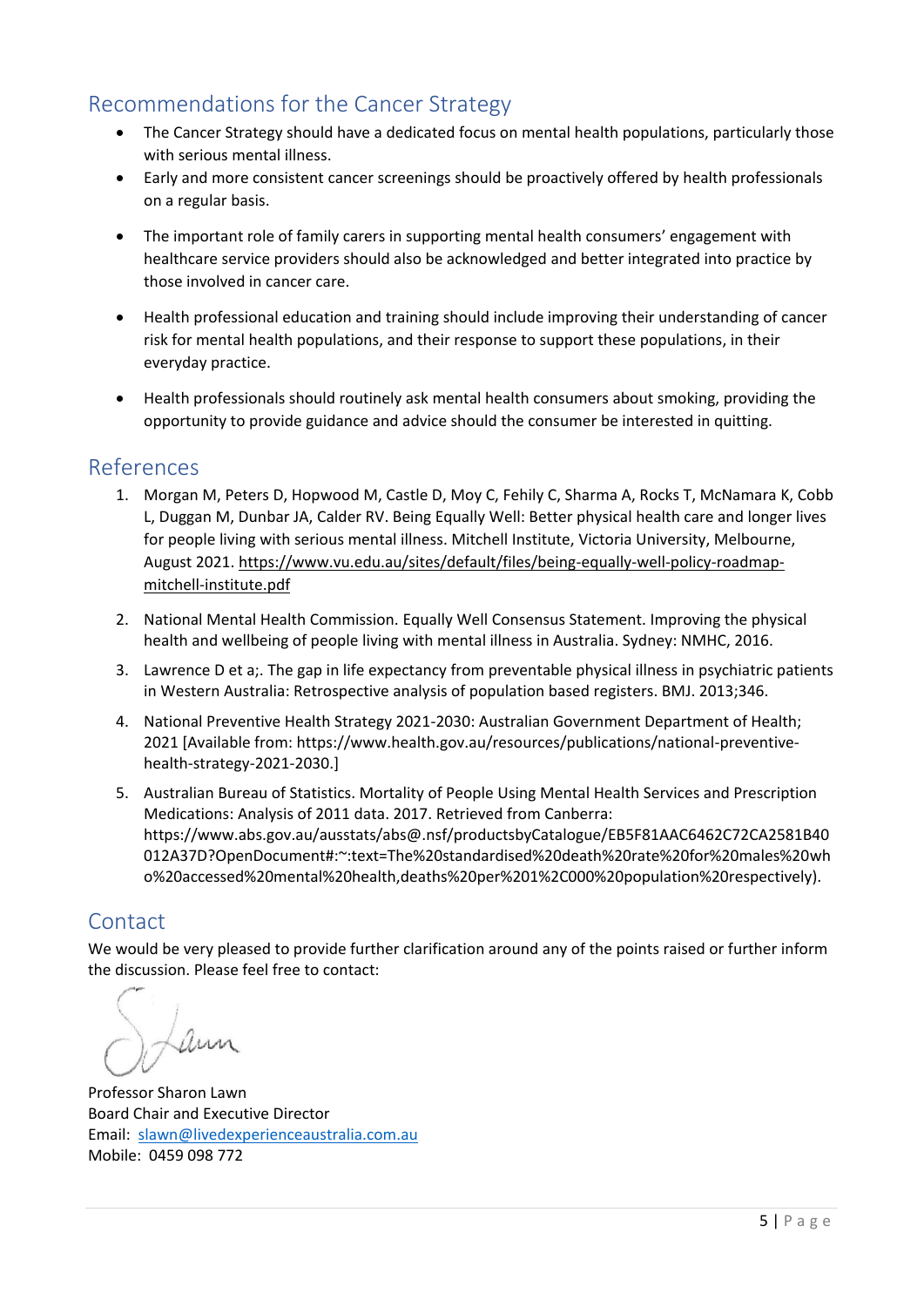## Recommendations for the Cancer Strategy

- The Cancer Strategy should have a dedicated focus on mental health populations, particularly those with serious mental illness.
- Early and more consistent cancer screenings should be proactively offered by health professionals on a regular basis.
- The important role of family carers in supporting mental health consumers' engagement with healthcare service providers should also be acknowledged and better integrated into practice by those involved in cancer care.
- Health professional education and training should include improving their understanding of cancer risk for mental health populations, and their response to support these populations, in their everyday practice.
- Health professionals should routinely ask mental health consumers about smoking, providing the opportunity to provide guidance and advice should the consumer be interested in quitting.

## References

1. Morgan M, Peters D, Hopwood M, Castle D, Moy C, Fehily C, Sharma A, Rocks T, McNamara K, Cobb L, Duggan M, Dunbar JA, Calder RV. Being Equally Well: Better physical health care and longer lives for people living with serious mental illness. Mitchell Institute, Victoria University, Melbourne, August 2021. https://www.vu.edu.au/sites/default/files/being-equally-well-policy-roadmap-mitchell-institute.pdf
2. National Mental Health Commission. Equally Well Consensus Statement. Improving the physical health and wellbeing of people living with mental illness in Australia. Sydney: NMHC, 2016.
3. Lawrence D et a;. The gap in life expectancy from preventable physical illness in psychiatric patients in Western Australia: Retrospective analysis of population based registers. BMJ. 2013;346.
4. National Preventive Health Strategy 2021-2030: Australian Government Department of Health; 2021 [Available from: https://www.health.gov.au/resources/publications/national-preventive-health-strategy-2021-2030.]
5. Australian Bureau of Statistics. Mortality of People Using Mental Health Services and Prescription Medications: Analysis of 2011 data. 2017. Retrieved from Canberra: https://www.abs.gov.au/ausstats/abs@.nsf/productsbyCatalogue/EB5F81AAC6462C72CA2581B40012A37D?OpenDocument#:~:text=The%20standardised%20death%20rate%20for%20males%20who%20accessed%20mental%20health,deaths%20per%201%2C000%20population%20respectively).

## Contact

We would be very pleased to provide further clarification around any of the points raised or further inform the discussion. Please feel free to contact:

Professor Sharon Lawn
Board Chair and Executive Director
Email: slawn@livedexperienceaustralia.com.au
Mobile: 0459 098 772